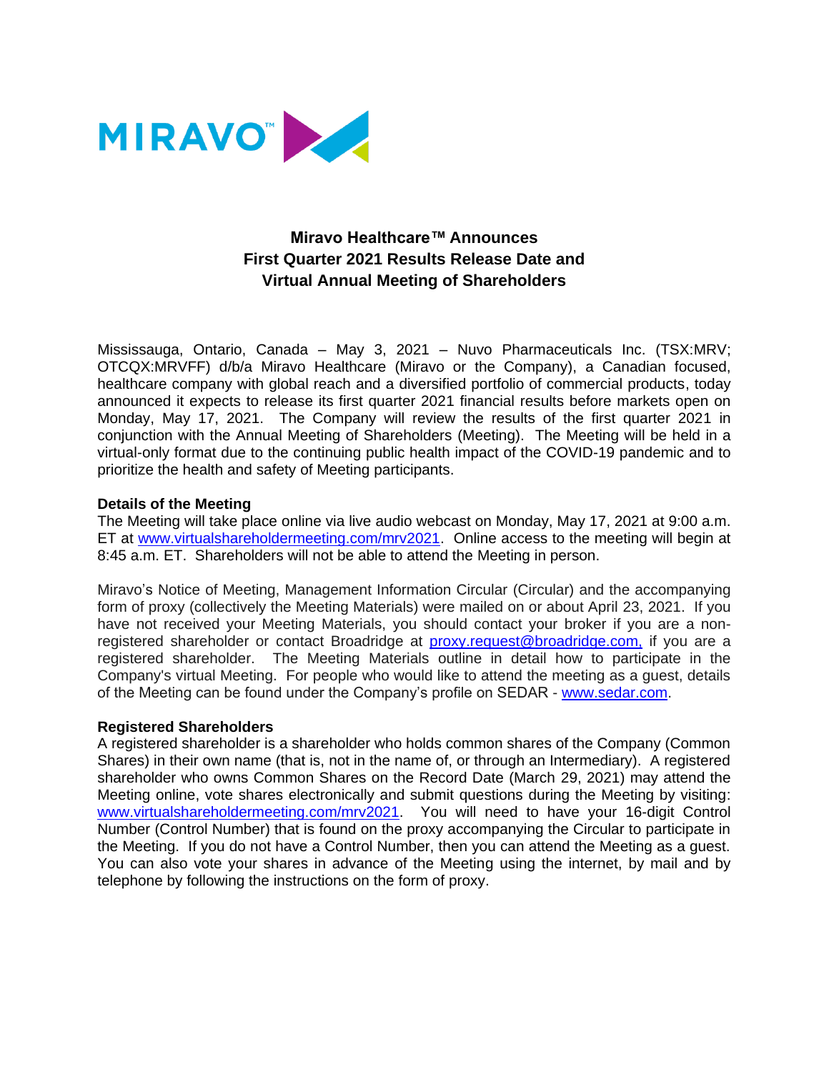MIRAVO™

# Miravo Healthcare™ Announces First Quarter 2021 Results Release Date and Virtual Annual Meeting of Shareholders

Mississauga, Ontario, Canada – May 3, 2021 – Nuvo Pharmaceuticals Inc. (TSX:MRV; OTCQX:MRVFF) d/b/a Miravo Healthcare (Miravo or the Company), a Canadian focused, healthcare company with global reach and a diversified portfolio of commercial products, today announced it expects to release its first quarter 2021 financial results before markets open on Monday, May 17, 2021. The Company will review the results of the first quarter 2021 in conjunction with the Annual Meeting of Shareholders (Meeting). The Meeting will be held in a virtual-only format due to the continuing public health impact of the COVID-19 pandemic and to prioritize the health and safety of Meeting participants.

**Details of the Meeting**

The Meeting will take place online via live audio webcast on Monday, May 17, 2021 at 9:00 a.m. ET at www.virtualshareholdermeeting.com/mrv2021. Online access to the meeting will begin at 8:45 a.m. ET. Shareholders will not be able to attend the Meeting in person.

Miravo's Notice of Meeting, Management Information Circular (Circular) and the accompanying form of proxy (collectively the Meeting Materials) were mailed on or about April 23, 2021. If you have not received your Meeting Materials, you should contact your broker if you are a non-registered shareholder or contact Broadridge at proxy.request@broadridge.com, if you are a registered shareholder. The Meeting Materials outline in detail how to participate in the Company's virtual Meeting. For people who would like to attend the meeting as a guest, details of the Meeting can be found under the Company's profile on SEDAR - www.sedar.com.

**Registered Shareholders**

A registered shareholder is a shareholder who holds common shares of the Company (Common Shares) in their own name (that is, not in the name of, or through an Intermediary). A registered shareholder who owns Common Shares on the Record Date (March 29, 2021) may attend the Meeting online, vote shares electronically and submit questions during the Meeting by visiting: www.virtualshareholdermeeting.com/mrv2021. You will need to have your 16-digit Control Number (Control Number) that is found on the proxy accompanying the Circular to participate in the Meeting. If you do not have a Control Number, then you can attend the Meeting as a guest. You can also vote your shares in advance of the Meeting using the internet, by mail and by telephone by following the instructions on the form of proxy.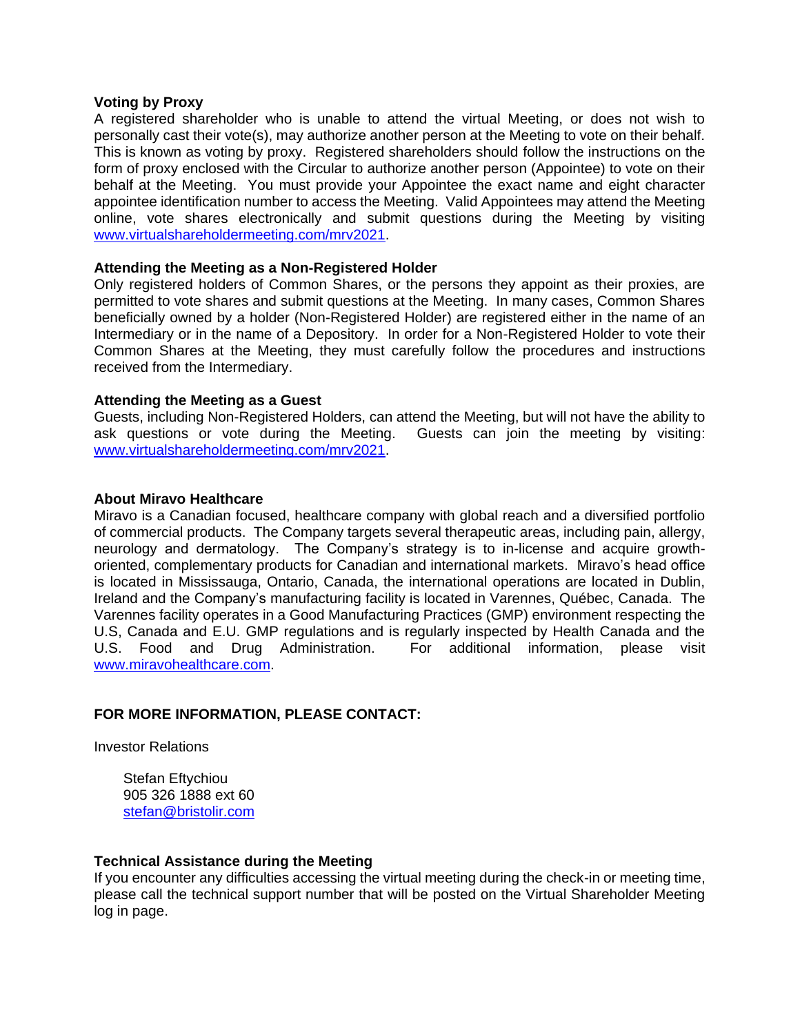**Voting by Proxy**

A registered shareholder who is unable to attend the virtual Meeting, or does not wish to personally cast their vote(s), may authorize another person at the Meeting to vote on their behalf. This is known as voting by proxy. Registered shareholders should follow the instructions on the form of proxy enclosed with the Circular to authorize another person (Appointee) to vote on their behalf at the Meeting. You must provide your Appointee the exact name and eight character appointee identification number to access the Meeting. Valid Appointees may attend the Meeting online, vote shares electronically and submit questions during the Meeting by visiting www.virtualshareholdermeeting.com/mrv2021.

**Attending the Meeting as a Non-Registered Holder**

Only registered holders of Common Shares, or the persons they appoint as their proxies, are permitted to vote shares and submit questions at the Meeting. In many cases, Common Shares beneficially owned by a holder (Non-Registered Holder) are registered either in the name of an Intermediary or in the name of a Depository. In order for a Non-Registered Holder to vote their Common Shares at the Meeting, they must carefully follow the procedures and instructions received from the Intermediary.

**Attending the Meeting as a Guest**

Guests, including Non-Registered Holders, can attend the Meeting, but will not have the ability to ask questions or vote during the Meeting. Guests can join the meeting by visiting: www.virtualshareholdermeeting.com/mrv2021.

**About Miravo Healthcare**

Miravo is a Canadian focused, healthcare company with global reach and a diversified portfolio of commercial products. The Company targets several therapeutic areas, including pain, allergy, neurology and dermatology. The Company's strategy is to in-license and acquire growth-oriented, complementary products for Canadian and international markets. Miravo's head office is located in Mississauga, Ontario, Canada, the international operations are located in Dublin, Ireland and the Company's manufacturing facility is located in Varennes, Québec, Canada. The Varennes facility operates in a Good Manufacturing Practices (GMP) environment respecting the U.S, Canada and E.U. GMP regulations and is regularly inspected by Health Canada and the U.S. Food and Drug Administration. For additional information, please visit www.miravohealthcare.com.

**FOR MORE INFORMATION, PLEASE CONTACT:**

Investor Relations

Stefan Eftychiou
905 326 1888 ext 60
stefan@bristolir.com

**Technical Assistance during the Meeting**

If you encounter any difficulties accessing the virtual meeting during the check-in or meeting time, please call the technical support number that will be posted on the Virtual Shareholder Meeting log in page.